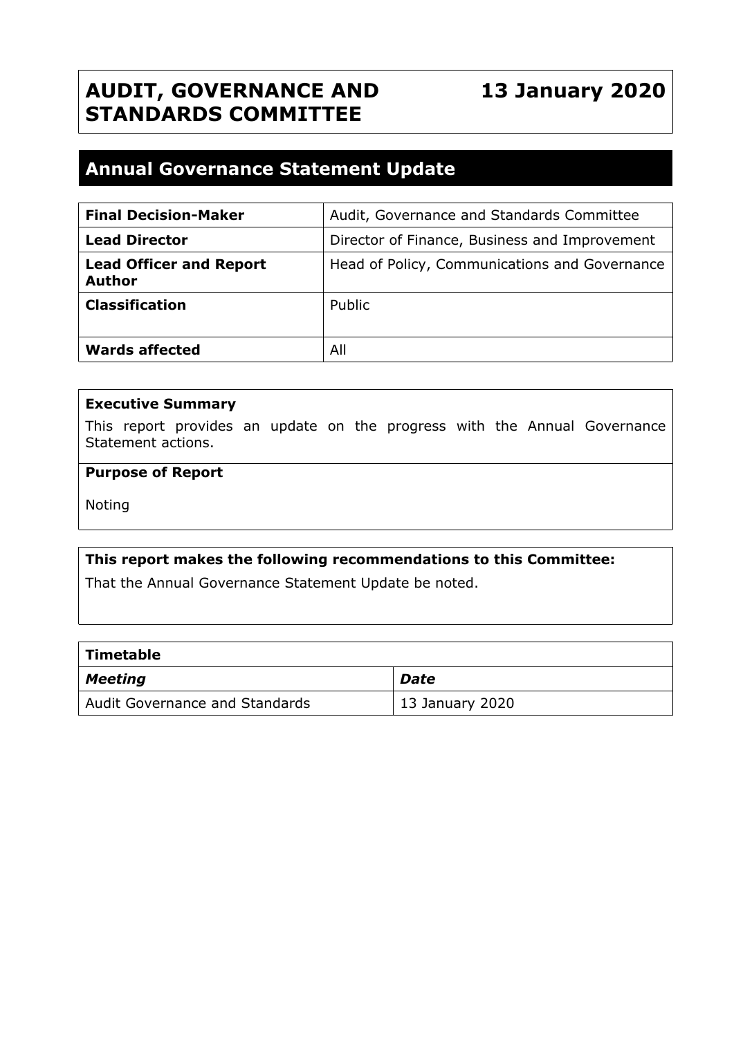# AUDIT, GOVERNANCE AND STANDARDS COMMITTEE

**13 January 2020**

## Annual Governance Statement Update

| | |
|---|---|
| **Final Decision-Maker** | Audit, Governance and Standards Committee |
| **Lead Director** | Director of Finance, Business and Improvement |
| **Lead Officer and Report Author** | Head of Policy, Communications and Governance |
| **Classification** | Public |
| **Wards affected** | All |

**Executive Summary**

This report provides an update on the progress with the Annual Governance Statement actions.

**Purpose of Report**

Noting

**This report makes the following recommendations to this Committee:**

That the Annual Governance Statement Update be noted.

| **Timetable** | |
|---|---|
| ***Meeting*** | ***Date*** |
| Audit Governance and Standards | 13 January 2020 |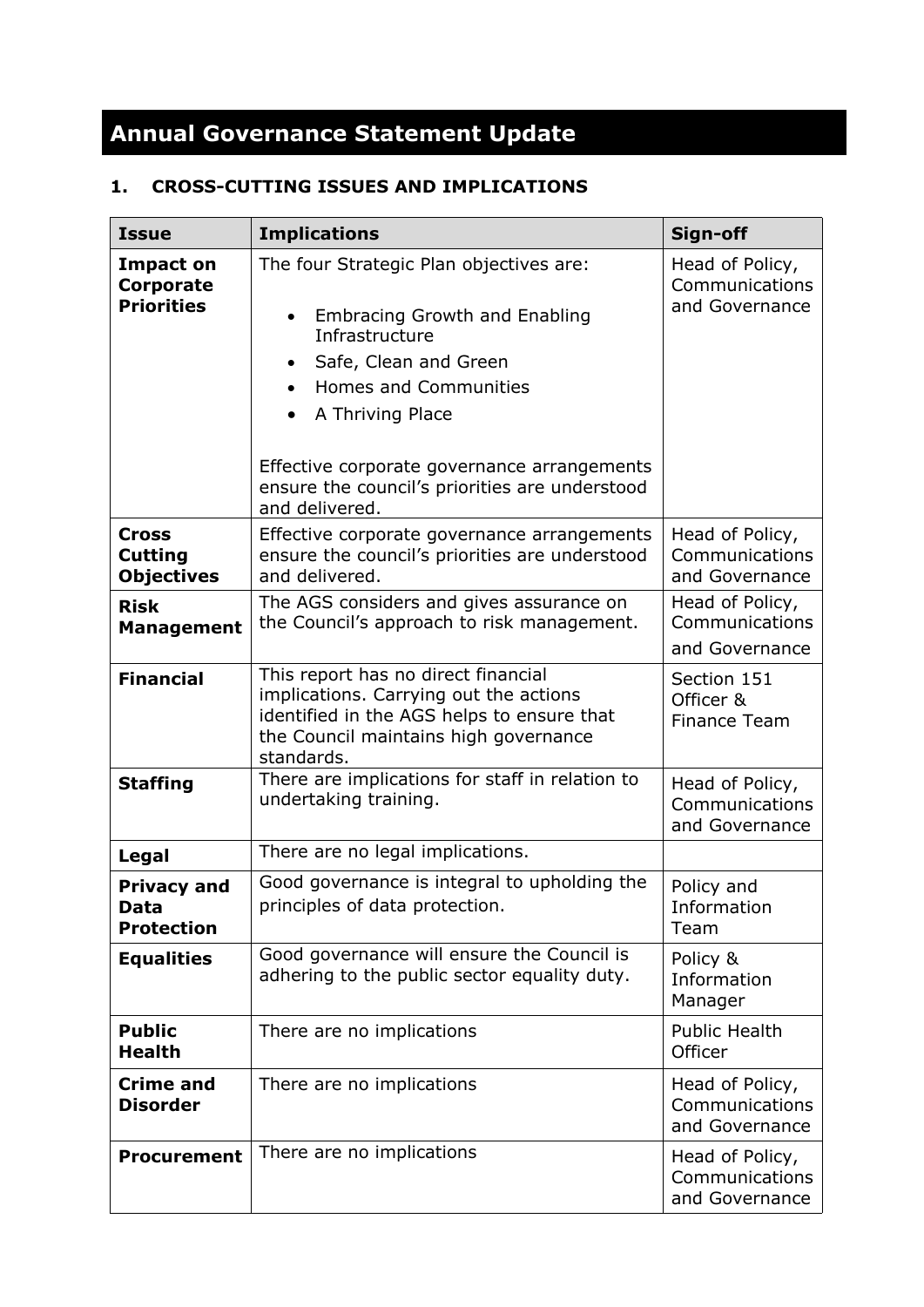# Annual Governance Statement Update

## 1. CROSS-CUTTING ISSUES AND IMPLICATIONS

| Issue | Implications | Sign-off |
|---|---|---|
| **Impact on Corporate Priorities** | The four Strategic Plan objectives are:<br><br>• Embracing Growth and Enabling Infrastructure<br>• Safe, Clean and Green<br>• Homes and Communities<br>• A Thriving Place<br><br>Effective corporate governance arrangements ensure the council's priorities are understood and delivered. | Head of Policy, Communications and Governance |
| **Cross Cutting Objectives** | Effective corporate governance arrangements ensure the council's priorities are understood and delivered. | Head of Policy, Communications and Governance |
| **Risk Management** | The AGS considers and gives assurance on the Council's approach to risk management. | Head of Policy, Communications and Governance |
| **Financial** | This report has no direct financial implications. Carrying out the actions identified in the AGS helps to ensure that the Council maintains high governance standards. | Section 151 Officer & Finance Team |
| **Staffing** | There are implications for staff in relation to undertaking training. | Head of Policy, Communications and Governance |
| **Legal** | There are no legal implications. | |
| **Privacy and Data Protection** | Good governance is integral to upholding the principles of data protection. | Policy and Information Team |
| **Equalities** | Good governance will ensure the Council is adhering to the public sector equality duty. | Policy & Information Manager |
| **Public Health** | There are no implications | Public Health Officer |
| **Crime and Disorder** | There are no implications | Head of Policy, Communications and Governance |
| **Procurement** | There are no implications | Head of Policy, Communications and Governance |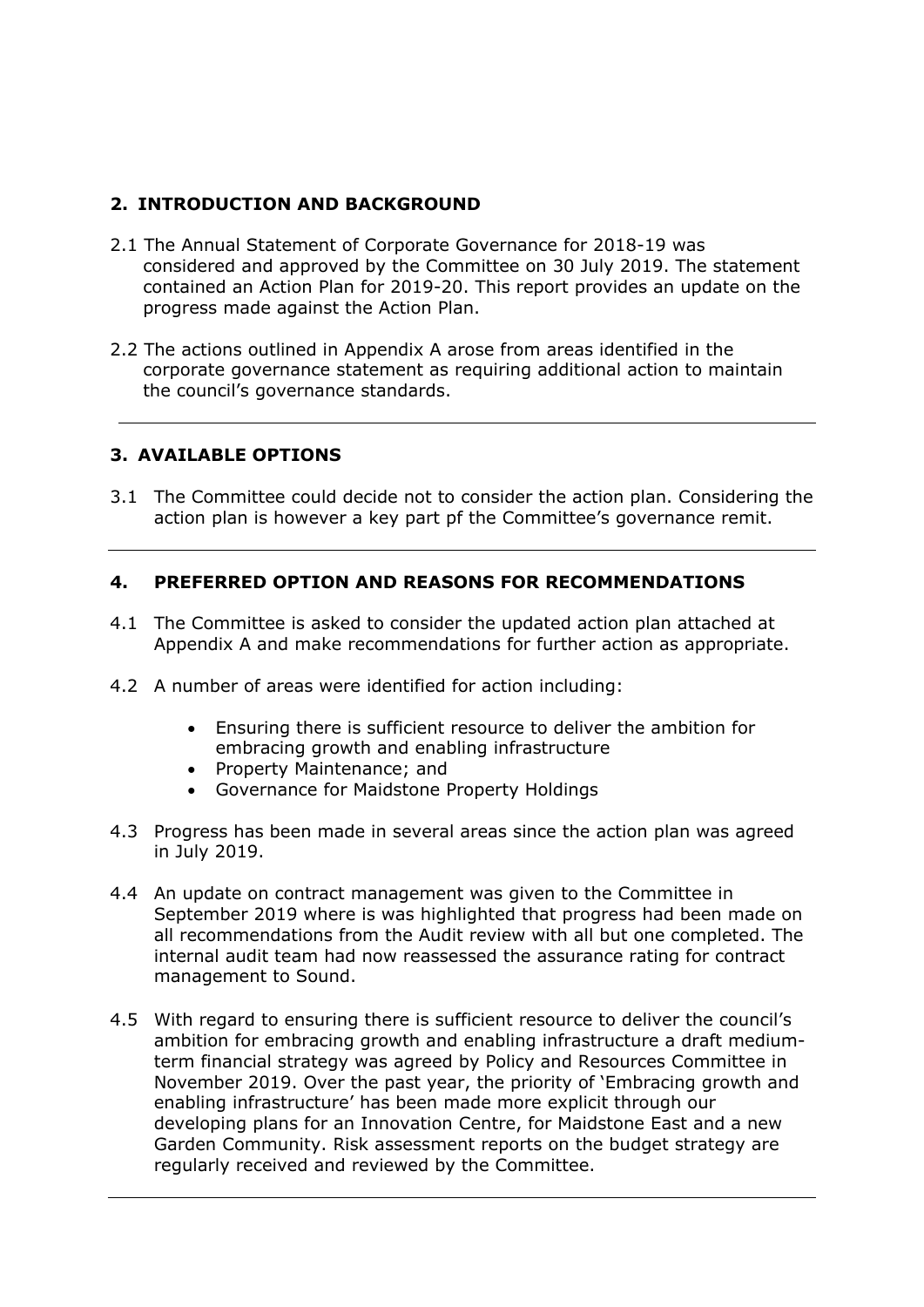## 2. INTRODUCTION AND BACKGROUND

2.1 The Annual Statement of Corporate Governance for 2018-19 was considered and approved by the Committee on 30 July 2019. The statement contained an Action Plan for 2019-20. This report provides an update on the progress made against the Action Plan.

2.2 The actions outlined in Appendix A arose from areas identified in the corporate governance statement as requiring additional action to maintain the council's governance standards.

---

## 3. AVAILABLE OPTIONS

3.1 The Committee could decide not to consider the action plan. Considering the action plan is however a key part pf the Committee's governance remit.

---

## 4. PREFERRED OPTION AND REASONS FOR RECOMMENDATIONS

4.1 The Committee is asked to consider the updated action plan attached at Appendix A and make recommendations for further action as appropriate.

4.2 A number of areas were identified for action including:

- Ensuring there is sufficient resource to deliver the ambition for embracing growth and enabling infrastructure
- Property Maintenance; and
- Governance for Maidstone Property Holdings

4.3 Progress has been made in several areas since the action plan was agreed in July 2019.

4.4 An update on contract management was given to the Committee in September 2019 where is was highlighted that progress had been made on all recommendations from the Audit review with all but one completed. The internal audit team had now reassessed the assurance rating for contract management to Sound.

4.5 With regard to ensuring there is sufficient resource to deliver the council's ambition for embracing growth and enabling infrastructure a draft medium-term financial strategy was agreed by Policy and Resources Committee in November 2019. Over the past year, the priority of 'Embracing growth and enabling infrastructure' has been made more explicit through our developing plans for an Innovation Centre, for Maidstone East and a new Garden Community. Risk assessment reports on the budget strategy are regularly received and reviewed by the Committee.

---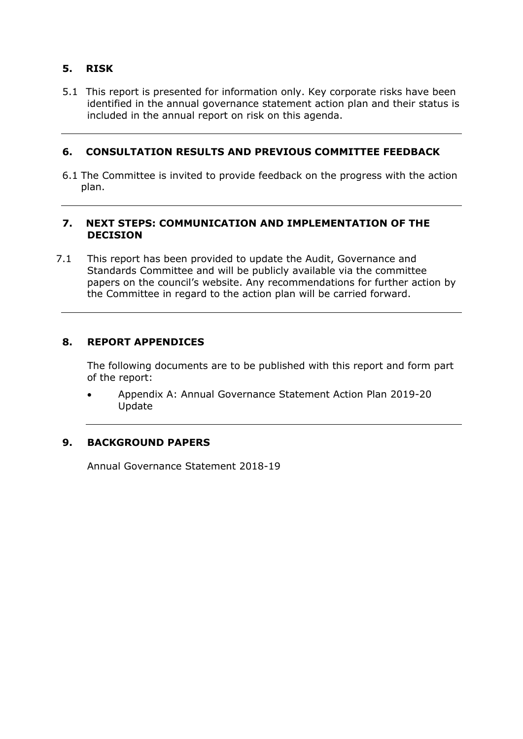## 5. RISK

5.1 This report is presented for information only. Key corporate risks have been identified in the annual governance statement action plan and their status is included in the annual report on risk on this agenda.

## 6. CONSULTATION RESULTS AND PREVIOUS COMMITTEE FEEDBACK

6.1 The Committee is invited to provide feedback on the progress with the action plan.

## 7. NEXT STEPS: COMMUNICATION AND IMPLEMENTATION OF THE DECISION

7.1 This report has been provided to update the Audit, Governance and Standards Committee and will be publicly available via the committee papers on the council's website. Any recommendations for further action by the Committee in regard to the action plan will be carried forward.

## 8. REPORT APPENDICES

The following documents are to be published with this report and form part of the report:

- Appendix A: Annual Governance Statement Action Plan 2019-20 Update

## 9. BACKGROUND PAPERS

Annual Governance Statement 2018-19